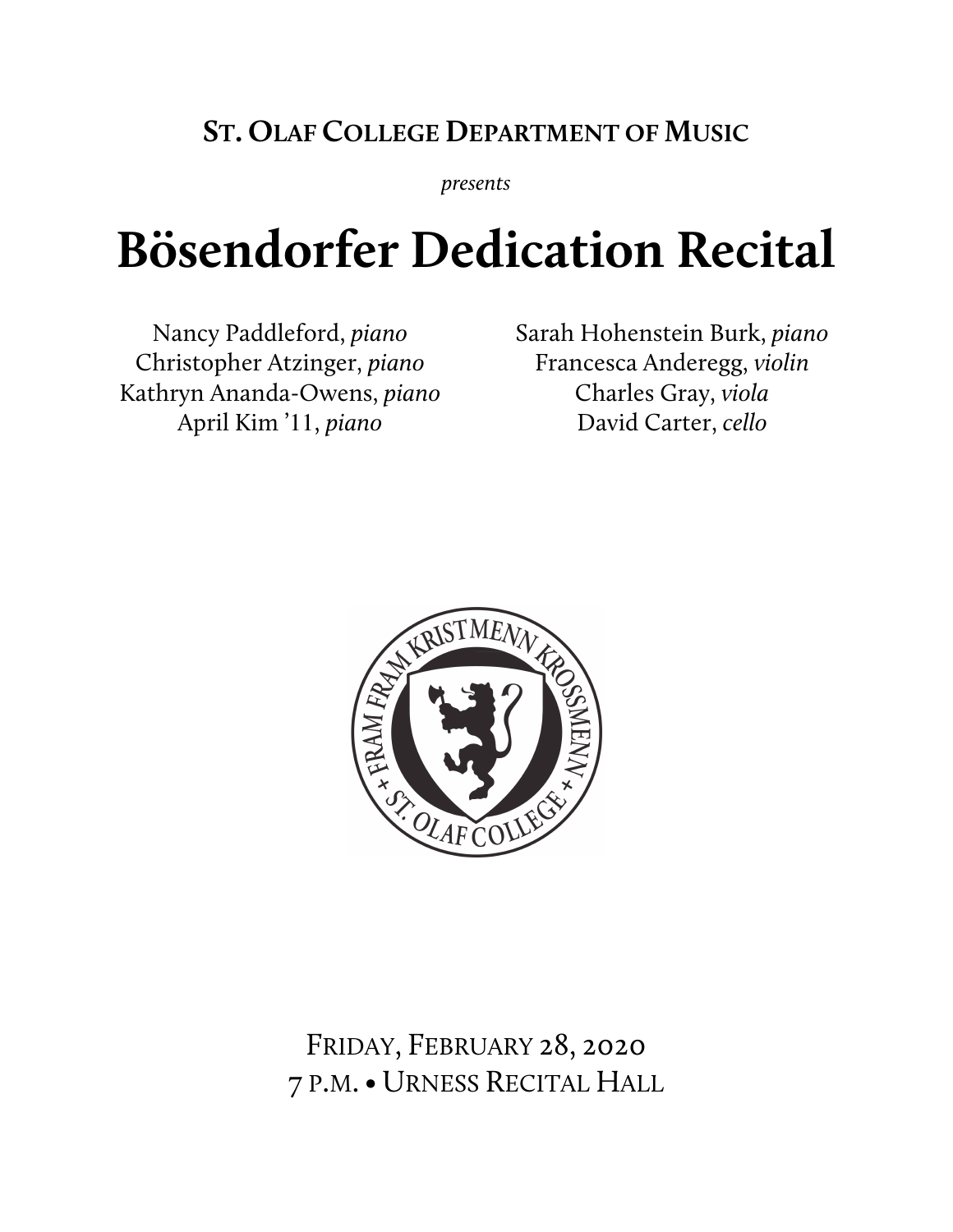**St. Olaf College Department of Music**

*presents*

# Bösendorfer Dedication Recital

Nancy Paddleford, *piano*
Christopher Atzinger, *piano*
Kathryn Ananda-Owens, *piano*
April Kim '11, *piano*
Sarah Hohenstein Burk, *piano*
Francesca Anderegg, *violin*
Charles Gray, *viola*
David Carter, *cello*

Friday, February 28, 2020
7 p.m. • Urness Recital Hall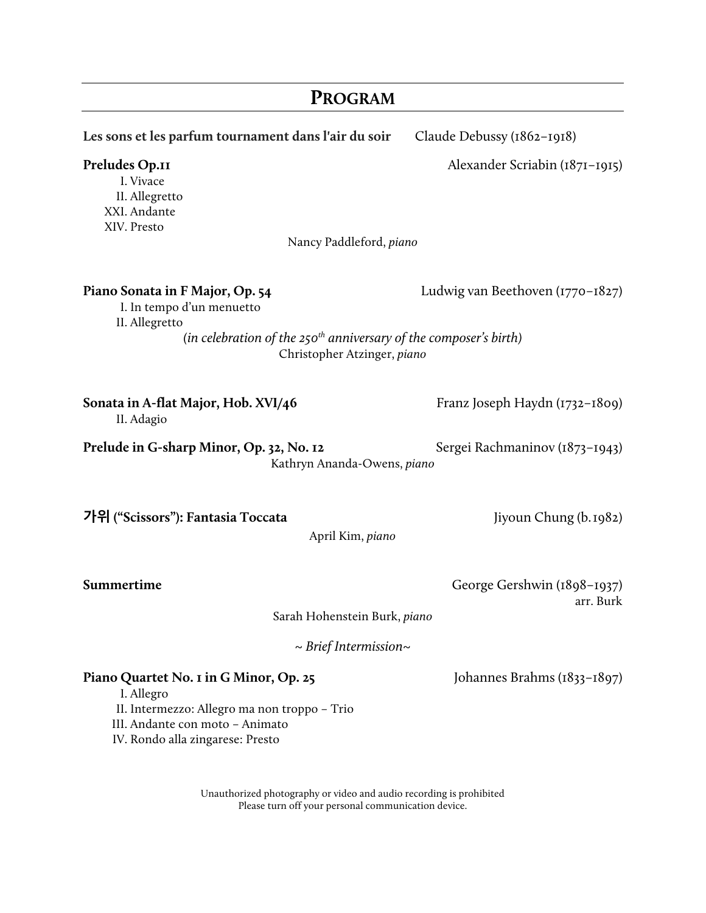# PROGRAM

**Les sons et les parfum tournament dans l'air du soir** Claude Debussy (1862–1918)

**Preludes Op.11** Alexander Scriabin (1871–1915)

I. Vivace
II. Allegretto
XXI. Andante
XIV. Presto

Nancy Paddleford, *piano*

**Piano Sonata in F Major, Op. 54** Ludwig van Beethoven (1770–1827)

I. In tempo d'un menuetto
II. Allegretto

(*in celebration of the 250th anniversary of the composer's birth*)

Christopher Atzinger, *piano*

**Sonata in A-flat Major, Hob. XVI/46** Franz Joseph Haydn (1732–1809)

II. Adagio

**Prelude in G-sharp Minor, Op. 32, No. 12** Sergei Rachmaninov (1873–1943)

Kathryn Ananda-Owens, *piano*

**가위 ("Scissors"): Fantasia Toccata** Jiyoun Chung (b.1982)

April Kim, *piano*

**Summertime** George Gershwin (1898–1937)
arr. Burk

Sarah Hohenstein Burk, *piano*

~ *Brief Intermission*~

**Piano Quartet No. 1 in G Minor, Op. 25** Johannes Brahms (1833–1897)

I. Allegro
II. Intermezzo: Allegro ma non troppo – Trio
III. Andante con moto – Animato
IV. Rondo alla zingarese: Presto

Unauthorized photography or video and audio recording is prohibited
Please turn off your personal communication device.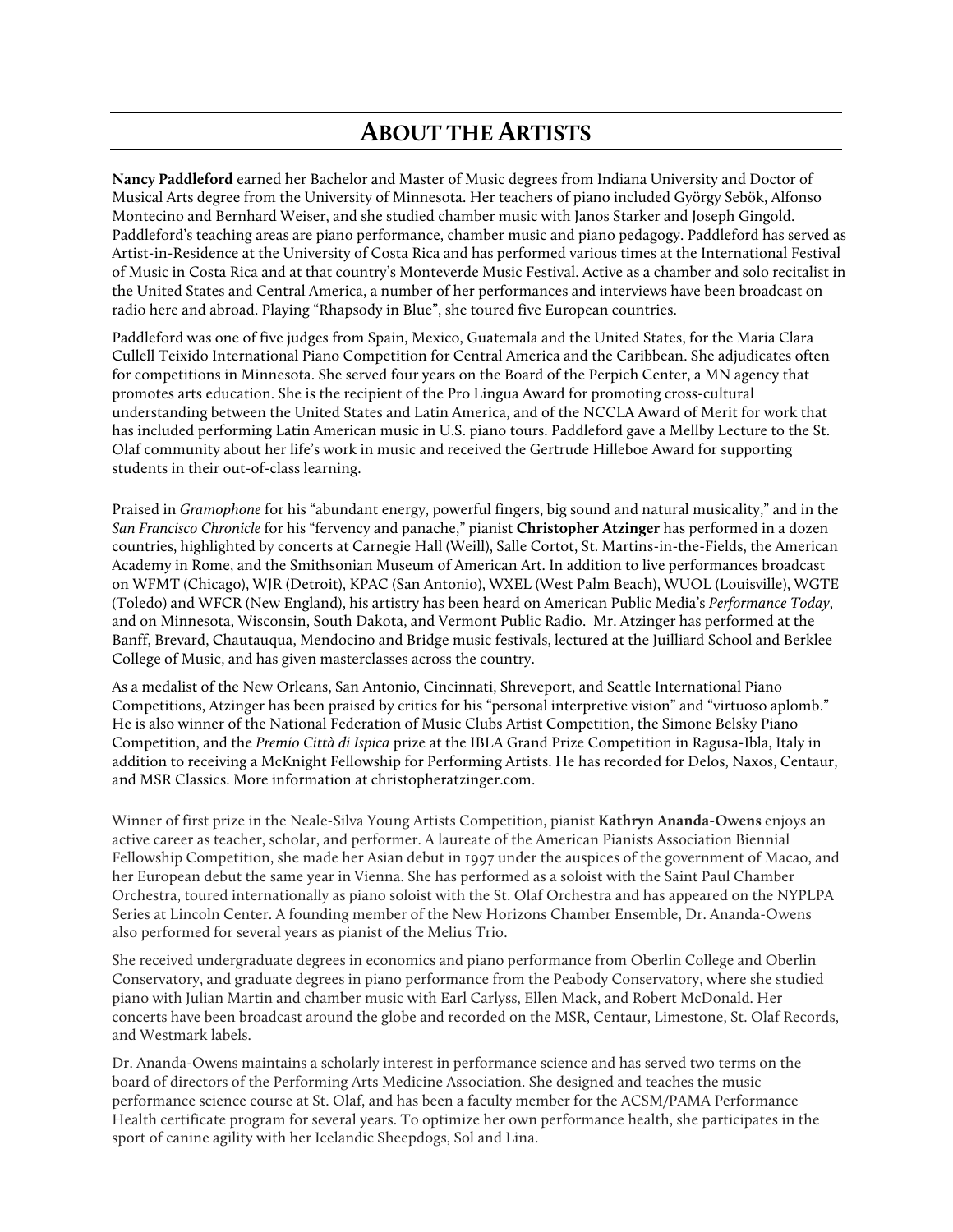# About the Artists

**Nancy Paddleford** earned her Bachelor and Master of Music degrees from Indiana University and Doctor of Musical Arts degree from the University of Minnesota. Her teachers of piano included György Sebök, Alfonso Montecino and Bernhard Weiser, and she studied chamber music with Janos Starker and Joseph Gingold. Paddleford's teaching areas are piano performance, chamber music and piano pedagogy. Paddleford has served as Artist-in-Residence at the University of Costa Rica and has performed various times at the International Festival of Music in Costa Rica and at that country's Monteverde Music Festival. Active as a chamber and solo recitalist in the United States and Central America, a number of her performances and interviews have been broadcast on radio here and abroad. Playing "Rhapsody in Blue", she toured five European countries.

Paddleford was one of five judges from Spain, Mexico, Guatemala and the United States, for the Maria Clara Cullell Teixido International Piano Competition for Central America and the Caribbean. She adjudicates often for competitions in Minnesota. She served four years on the Board of the Perpich Center, a MN agency that promotes arts education. She is the recipient of the Pro Lingua Award for promoting cross-cultural understanding between the United States and Latin America, and of the NCCLA Award of Merit for work that has included performing Latin American music in U.S. piano tours. Paddleford gave a Mellby Lecture to the St. Olaf community about her life's work in music and received the Gertrude Hilleboe Award for supporting students in their out-of-class learning.

Praised in *Gramophone* for his "abundant energy, powerful fingers, big sound and natural musicality," and in the *San Francisco Chronicle* for his "fervency and panache," pianist **Christopher Atzinger** has performed in a dozen countries, highlighted by concerts at Carnegie Hall (Weill), Salle Cortot, St. Martins-in-the-Fields, the American Academy in Rome, and the Smithsonian Museum of American Art. In addition to live performances broadcast on WFMT (Chicago), WJR (Detroit), KPAC (San Antonio), WXEL (West Palm Beach), WUOL (Louisville), WGTE (Toledo) and WFCR (New England), his artistry has been heard on American Public Media's *Performance Today*, and on Minnesota, Wisconsin, South Dakota, and Vermont Public Radio. Mr. Atzinger has performed at the Banff, Brevard, Chautauqua, Mendocino and Bridge music festivals, lectured at the Juilliard School and Berklee College of Music, and has given masterclasses across the country.

As a medalist of the New Orleans, San Antonio, Cincinnati, Shreveport, and Seattle International Piano Competitions, Atzinger has been praised by critics for his "personal interpretive vision" and "virtuoso aplomb." He is also winner of the National Federation of Music Clubs Artist Competition, the Simone Belsky Piano Competition, and the *Premio Città di Ispica* prize at the IBLA Grand Prize Competition in Ragusa-Ibla, Italy in addition to receiving a McKnight Fellowship for Performing Artists. He has recorded for Delos, Naxos, Centaur, and MSR Classics. More information at christopheratzinger.com.

Winner of first prize in the Neale-Silva Young Artists Competition, pianist **Kathryn Ananda-Owens** enjoys an active career as teacher, scholar, and performer. A laureate of the American Pianists Association Biennial Fellowship Competition, she made her Asian debut in 1997 under the auspices of the government of Macao, and her European debut the same year in Vienna. She has performed as a soloist with the Saint Paul Chamber Orchestra, toured internationally as piano soloist with the St. Olaf Orchestra and has appeared on the NYPLPA Series at Lincoln Center. A founding member of the New Horizons Chamber Ensemble, Dr. Ananda-Owens also performed for several years as pianist of the Melius Trio.

She received undergraduate degrees in economics and piano performance from Oberlin College and Oberlin Conservatory, and graduate degrees in piano performance from the Peabody Conservatory, where she studied piano with Julian Martin and chamber music with Earl Carlyss, Ellen Mack, and Robert McDonald. Her concerts have been broadcast around the globe and recorded on the MSR, Centaur, Limestone, St. Olaf Records, and Westmark labels.

Dr. Ananda-Owens maintains a scholarly interest in performance science and has served two terms on the board of directors of the Performing Arts Medicine Association. She designed and teaches the music performance science course at St. Olaf, and has been a faculty member for the ACSM/PAMA Performance Health certificate program for several years. To optimize her own performance health, she participates in the sport of canine agility with her Icelandic Sheepdogs, Sol and Lina.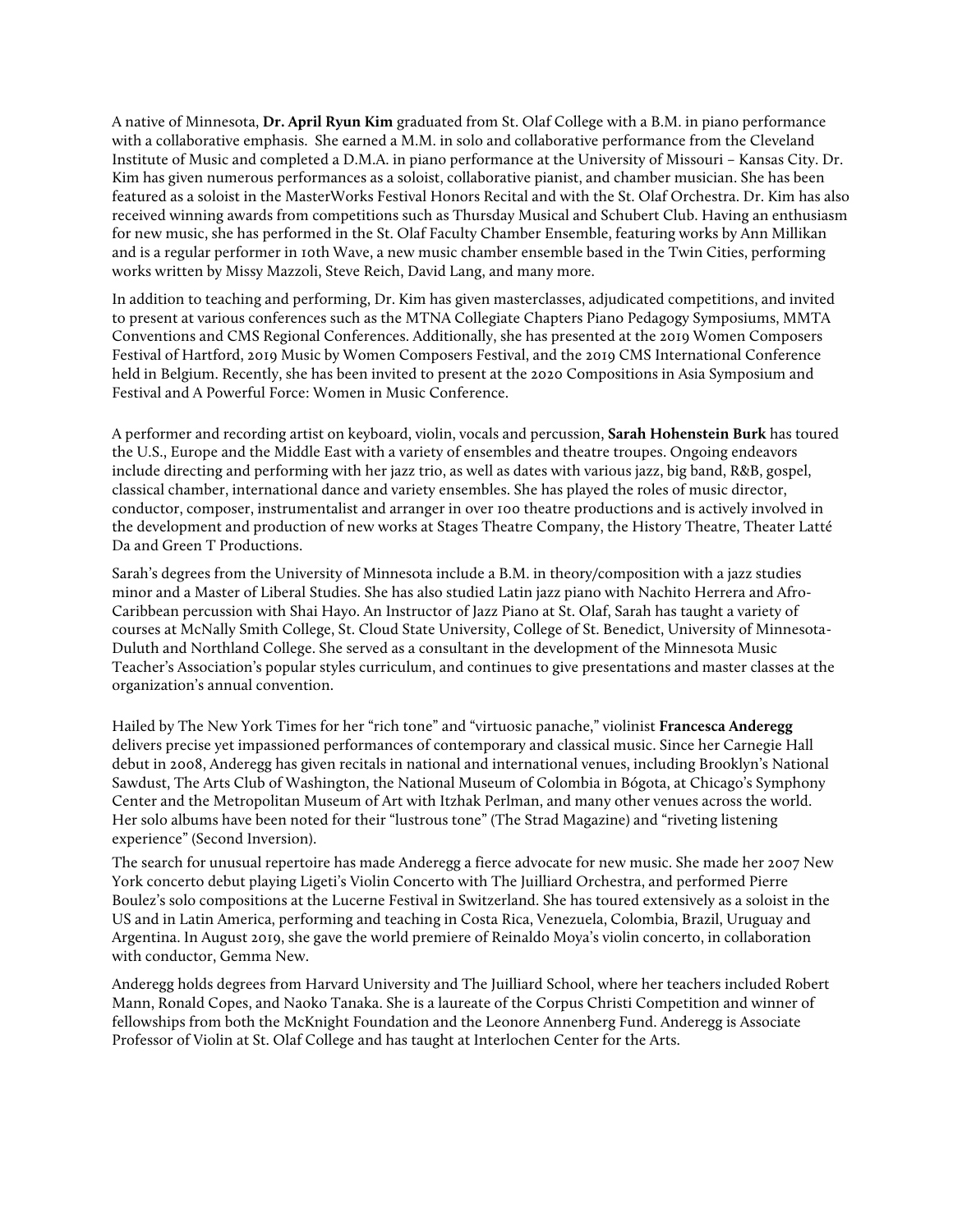A native of Minnesota, **Dr. April Ryun Kim** graduated from St. Olaf College with a B.M. in piano performance with a collaborative emphasis. She earned a M.M. in solo and collaborative performance from the Cleveland Institute of Music and completed a D.M.A. in piano performance at the University of Missouri – Kansas City. Dr. Kim has given numerous performances as a soloist, collaborative pianist, and chamber musician. She has been featured as a soloist in the MasterWorks Festival Honors Recital and with the St. Olaf Orchestra. Dr. Kim has also received winning awards from competitions such as Thursday Musical and Schubert Club. Having an enthusiasm for new music, she has performed in the St. Olaf Faculty Chamber Ensemble, featuring works by Ann Millikan and is a regular performer in 10th Wave, a new music chamber ensemble based in the Twin Cities, performing works written by Missy Mazzoli, Steve Reich, David Lang, and many more.

In addition to teaching and performing, Dr. Kim has given masterclasses, adjudicated competitions, and invited to present at various conferences such as the MTNA Collegiate Chapters Piano Pedagogy Symposiums, MMTA Conventions and CMS Regional Conferences. Additionally, she has presented at the 2019 Women Composers Festival of Hartford, 2019 Music by Women Composers Festival, and the 2019 CMS International Conference held in Belgium. Recently, she has been invited to present at the 2020 Compositions in Asia Symposium and Festival and A Powerful Force: Women in Music Conference.

A performer and recording artist on keyboard, violin, vocals and percussion, **Sarah Hohenstein Burk** has toured the U.S., Europe and the Middle East with a variety of ensembles and theatre troupes. Ongoing endeavors include directing and performing with her jazz trio, as well as dates with various jazz, big band, R&B, gospel, classical chamber, international dance and variety ensembles. She has played the roles of music director, conductor, composer, instrumentalist and arranger in over 100 theatre productions and is actively involved in the development and production of new works at Stages Theatre Company, the History Theatre, Theater Latté Da and Green T Productions.

Sarah's degrees from the University of Minnesota include a B.M. in theory/composition with a jazz studies minor and a Master of Liberal Studies. She has also studied Latin jazz piano with Nachito Herrera and Afro-Caribbean percussion with Shai Hayo. An Instructor of Jazz Piano at St. Olaf, Sarah has taught a variety of courses at McNally Smith College, St. Cloud State University, College of St. Benedict, University of Minnesota-Duluth and Northland College. She served as a consultant in the development of the Minnesota Music Teacher's Association's popular styles curriculum, and continues to give presentations and master classes at the organization's annual convention.

Hailed by The New York Times for her "rich tone" and "virtuosic panache," violinist **Francesca Anderegg** delivers precise yet impassioned performances of contemporary and classical music. Since her Carnegie Hall debut in 2008, Anderegg has given recitals in national and international venues, including Brooklyn's National Sawdust, The Arts Club of Washington, the National Museum of Colombia in Bógota, at Chicago's Symphony Center and the Metropolitan Museum of Art with Itzhak Perlman, and many other venues across the world. Her solo albums have been noted for their "lustrous tone" (The Strad Magazine) and "riveting listening experience" (Second Inversion).

The search for unusual repertoire has made Anderegg a fierce advocate for new music. She made her 2007 New York concerto debut playing Ligeti's Violin Concerto with The Juilliard Orchestra, and performed Pierre Boulez's solo compositions at the Lucerne Festival in Switzerland. She has toured extensively as a soloist in the US and in Latin America, performing and teaching in Costa Rica, Venezuela, Colombia, Brazil, Uruguay and Argentina. In August 2019, she gave the world premiere of Reinaldo Moya's violin concerto, in collaboration with conductor, Gemma New.

Anderegg holds degrees from Harvard University and The Juilliard School, where her teachers included Robert Mann, Ronald Copes, and Naoko Tanaka. She is a laureate of the Corpus Christi Competition and winner of fellowships from both the McKnight Foundation and the Leonore Annenberg Fund. Anderegg is Associate Professor of Violin at St. Olaf College and has taught at Interlochen Center for the Arts.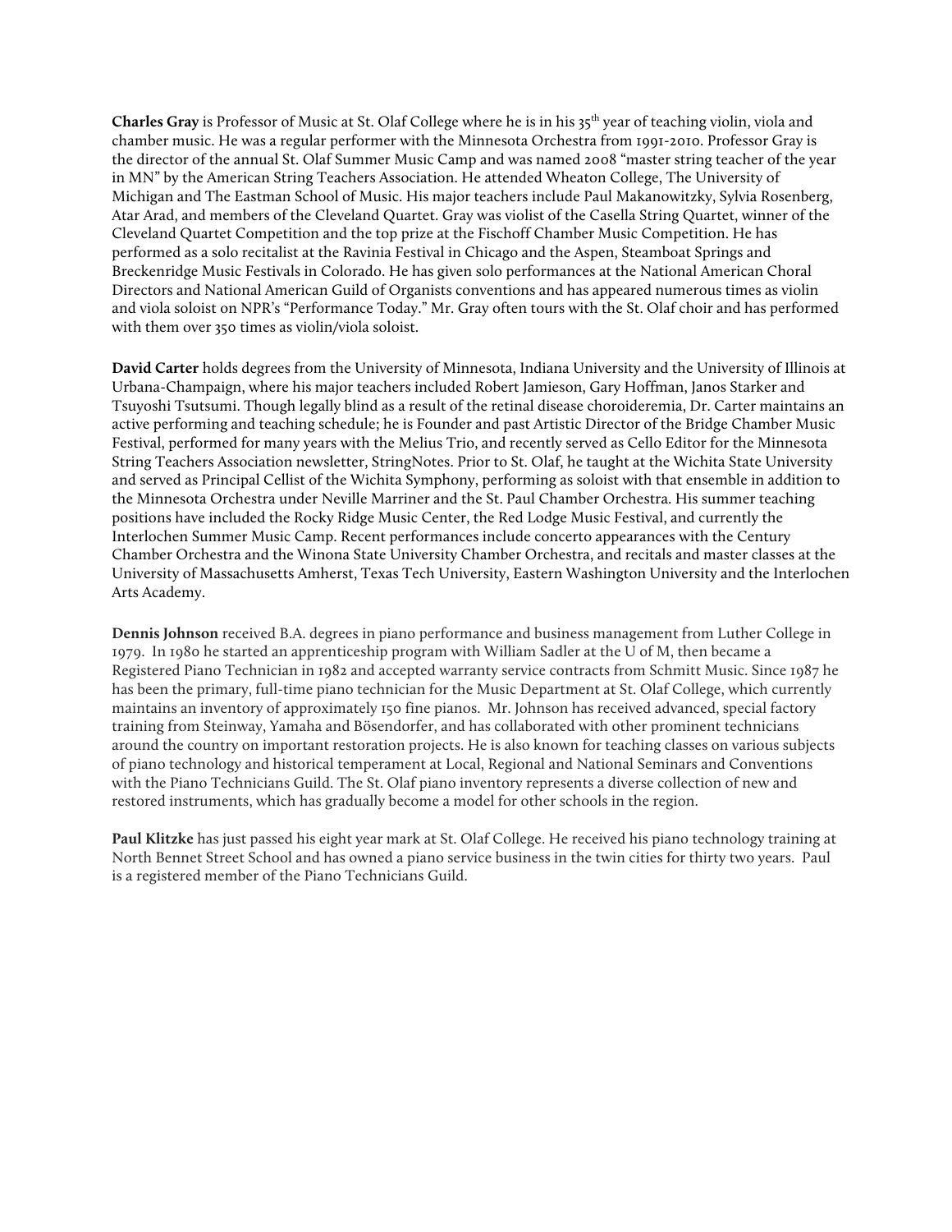**Charles Gray** is Professor of Music at St. Olaf College where he is in his 35th year of teaching violin, viola and chamber music. He was a regular performer with the Minnesota Orchestra from 1991-2010. Professor Gray is the director of the annual St. Olaf Summer Music Camp and was named 2008 "master string teacher of the year in MN" by the American String Teachers Association. He attended Wheaton College, The University of Michigan and The Eastman School of Music. His major teachers include Paul Makanowitzky, Sylvia Rosenberg, Atar Arad, and members of the Cleveland Quartet. Gray was violist of the Casella String Quartet, winner of the Cleveland Quartet Competition and the top prize at the Fischoff Chamber Music Competition. He has performed as a solo recitalist at the Ravinia Festival in Chicago and the Aspen, Steamboat Springs and Breckenridge Music Festivals in Colorado. He has given solo performances at the National American Choral Directors and National American Guild of Organists conventions and has appeared numerous times as violin and viola soloist on NPR's "Performance Today." Mr. Gray often tours with the St. Olaf choir and has performed with them over 350 times as violin/viola soloist.

**David Carter** holds degrees from the University of Minnesota, Indiana University and the University of Illinois at Urbana-Champaign, where his major teachers included Robert Jamieson, Gary Hoffman, Janos Starker and Tsuyoshi Tsutsumi. Though legally blind as a result of the retinal disease choroideremia, Dr. Carter maintains an active performing and teaching schedule; he is Founder and past Artistic Director of the Bridge Chamber Music Festival, performed for many years with the Melius Trio, and recently served as Cello Editor for the Minnesota String Teachers Association newsletter, StringNotes. Prior to St. Olaf, he taught at the Wichita State University and served as Principal Cellist of the Wichita Symphony, performing as soloist with that ensemble in addition to the Minnesota Orchestra under Neville Marriner and the St. Paul Chamber Orchestra. His summer teaching positions have included the Rocky Ridge Music Center, the Red Lodge Music Festival, and currently the Interlochen Summer Music Camp. Recent performances include concerto appearances with the Century Chamber Orchestra and the Winona State University Chamber Orchestra, and recitals and master classes at the University of Massachusetts Amherst, Texas Tech University, Eastern Washington University and the Interlochen Arts Academy.

**Dennis Johnson** received B.A. degrees in piano performance and business management from Luther College in 1979. In 1980 he started an apprenticeship program with William Sadler at the U of M, then became a Registered Piano Technician in 1982 and accepted warranty service contracts from Schmitt Music. Since 1987 he has been the primary, full-time piano technician for the Music Department at St. Olaf College, which currently maintains an inventory of approximately 150 fine pianos. Mr. Johnson has received advanced, special factory training from Steinway, Yamaha and Bösendorfer, and has collaborated with other prominent technicians around the country on important restoration projects. He is also known for teaching classes on various subjects of piano technology and historical temperament at Local, Regional and National Seminars and Conventions with the Piano Technicians Guild. The St. Olaf piano inventory represents a diverse collection of new and restored instruments, which has gradually become a model for other schools in the region.

**Paul Klitzke** has just passed his eight year mark at St. Olaf College. He received his piano technology training at North Bennet Street School and has owned a piano service business in the twin cities for thirty two years. Paul is a registered member of the Piano Technicians Guild.